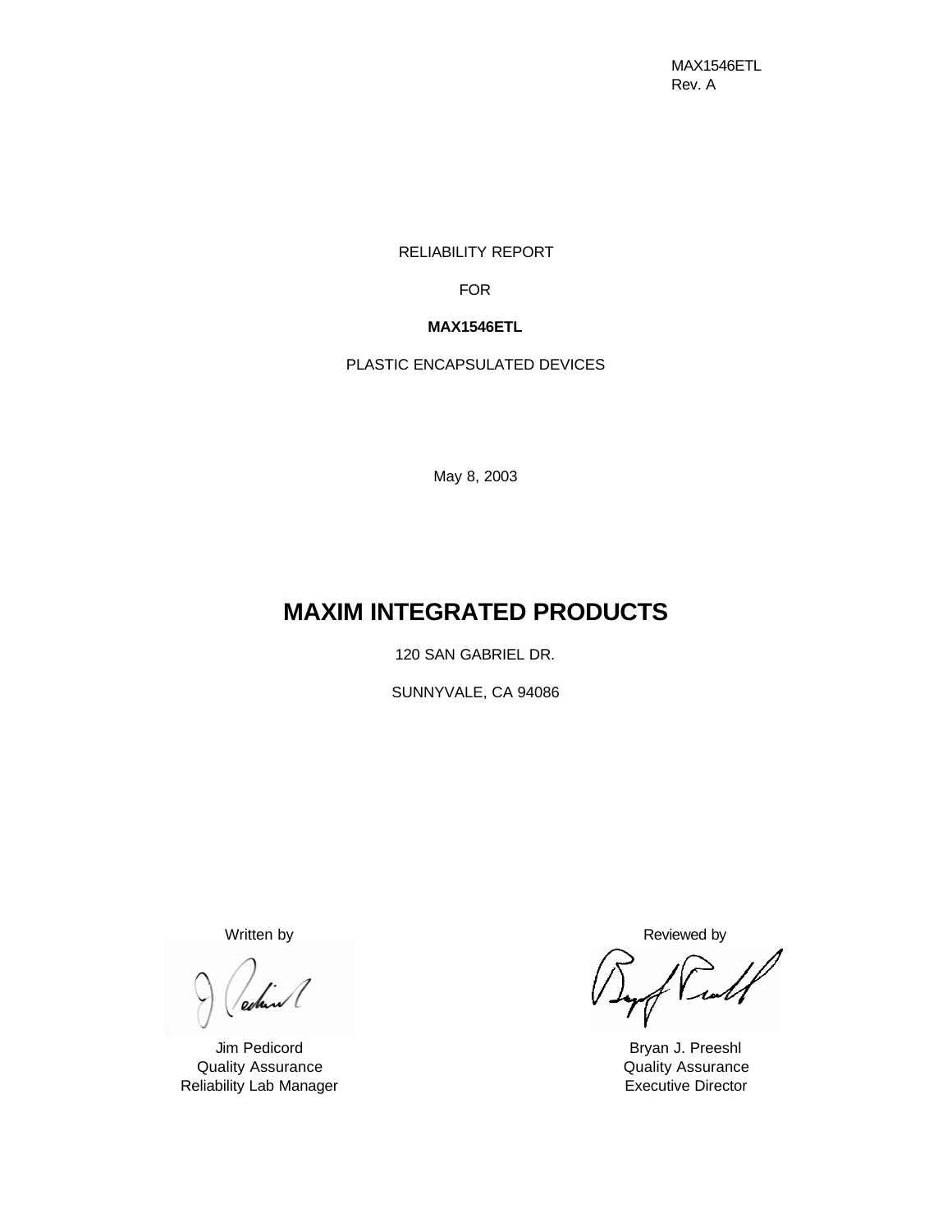MAX1546ETL
Rev. A

RELIABILITY REPORT

FOR

**MAX1546ETL**

PLASTIC ENCAPSULATED DEVICES

May 8, 2003

# MAXIM INTEGRATED PRODUCTS

120 SAN GABRIEL DR.

SUNNYVALE, CA 94086

Written by

Jim Pedicord
Quality Assurance
Reliability Lab Manager

Reviewed by

Bryan J. Preeshl
Quality Assurance
Executive Director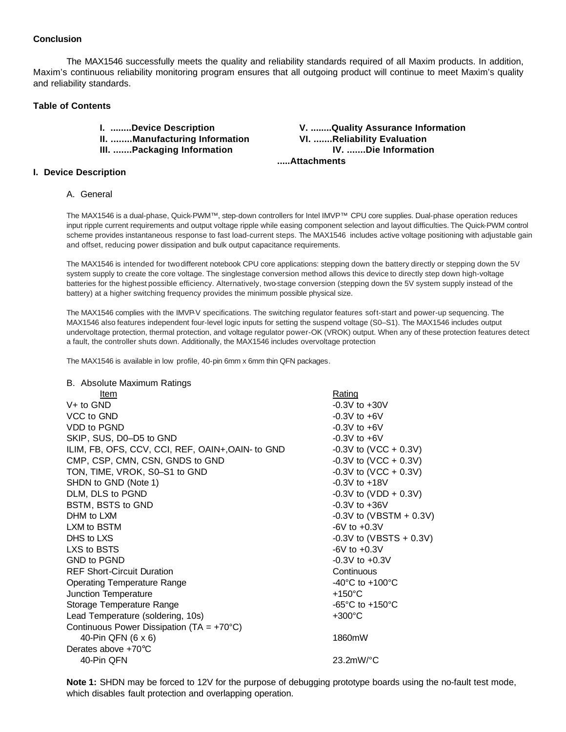**Conclusion**

The MAX1546 successfully meets the quality and reliability standards required of all Maxim products. In addition, Maxim's continuous reliability monitoring program ensures that all outgoing product will continue to meet Maxim's quality and reliability standards.

**Table of Contents**

| | |
|---|---|
| **I. ........Device Description** | **V. ........Quality Assurance Information** |
| **II. ........Manufacturing Information** | **VI. .......Reliability Evaluation** |
| **III. .......Packaging Information** | **IV. .......Die Information** |
| | **.....Attachments** |

**I. Device Description**

A. General

The MAX1546 is a dual-phase, Quick-PWM™, step-down controllers for Intel IMVP™ CPU core supplies. Dual-phase operation reduces input ripple current requirements and output voltage ripple while easing component selection and layout difficulties. The Quick-PWM control scheme provides instantaneous response to fast load-current steps. The MAX1546 includes active voltage positioning with adjustable gain and offset, reducing power dissipation and bulk output capacitance requirements.

The MAX1546 is intended for two different notebook CPU core applications: stepping down the battery directly or stepping down the 5V system supply to create the core voltage. The singlestage conversion method allows this device to directly step down high-voltage batteries for the highest possible efficiency. Alternatively, two-stage conversion (stepping down the 5V system supply instead of the battery) at a higher switching frequency provides the minimum possible physical size.

The MAX1546 complies with the IMVP-V specifications. The switching regulator features soft-start and power-up sequencing. The MAX1546 also features independent four-level logic inputs for setting the suspend voltage (S0–S1). The MAX1546 includes output undervoltage protection, thermal protection, and voltage regulator power-OK (VROK) output. When any of these protection features detect a fault, the controller shuts down. Additionally, the MAX1546 includes overvoltage protection

The MAX1546 is available in low profile, 40-pin 6mm x 6mm thin QFN packages.

B. Absolute Maximum Ratings

| Item | Rating |
|---|---|
| V+ to GND | -0.3V to +30V |
| VCC to GND | -0.3V to +6V |
| VDD to PGND | -0.3V to +6V |
| SKIP, SUS, D0–D5 to GND | -0.3V to +6V |
| ILIM, FB, OFS, CCV, CCI, REF, OAIN+,OAIN- to GND | -0.3V to (VCC + 0.3V) |
| CMP, CSP, CMN, CSN, GNDS to GND | -0.3V to (VCC + 0.3V) |
| TON, TIME, VROK, S0–S1 to GND | -0.3V to (VCC + 0.3V) |
| SHDN to GND (Note 1) | -0.3V to +18V |
| DLM, DLS to PGND | -0.3V to (VDD + 0.3V) |
| BSTM, BSTS to GND | -0.3V to +36V |
| DHM to LXM | -0.3V to (VBSTM + 0.3V) |
| LXM to BSTM | -6V to +0.3V |
| DHS to LXS | -0.3V to (VBSTS + 0.3V) |
| LXS to BSTS | -6V to +0.3V |
| GND to PGND | -0.3V to +0.3V |
| REF Short-Circuit Duration | Continuous |
| Operating Temperature Range | -40°C to +100°C |
| Junction Temperature | +150°C |
| Storage Temperature Range | -65°C to +150°C |
| Lead Temperature (soldering, 10s) | +300°C |
| Continuous Power Dissipation (TA = +70°C) | |
| 40-Pin QFN (6 x 6) | 1860mW |
| Derates above +70°C | |
| 40-Pin QFN | 23.2mW/°C |

**Note 1:** SHDN may be forced to 12V for the purpose of debugging prototype boards using the no-fault test mode, which disables fault protection and overlapping operation.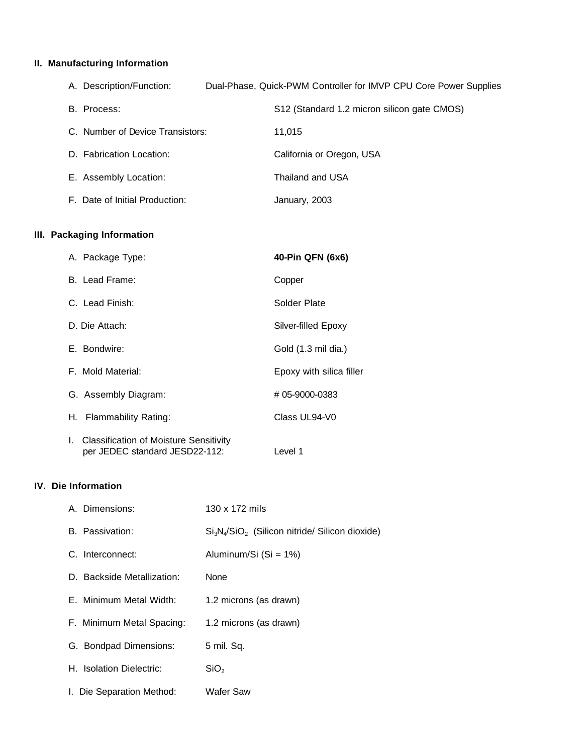## II. Manufacturing Information

A. Description/Function: Dual-Phase, Quick-PWM Controller for IMVP CPU Core Power Supplies

B. Process: S12 (Standard 1.2 micron silicon gate CMOS)

C. Number of Device Transistors: 11,015

D. Fabrication Location: California or Oregon, USA

E. Assembly Location: Thailand and USA

F. Date of Initial Production: January, 2003

## III. Packaging Information

A. Package Type: **40-Pin QFN (6x6)**

B. Lead Frame: Copper

C. Lead Finish: Solder Plate

D. Die Attach: Silver-filled Epoxy

E. Bondwire: Gold (1.3 mil dia.)

F. Mold Material: Epoxy with silica filler

G. Assembly Diagram: # 05-9000-0383

H. Flammability Rating: Class UL94-V0

I. Classification of Moisture Sensitivity per JEDEC standard JESD22-112: Level 1

## IV. Die Information

A. Dimensions: 130 x 172 mils

B. Passivation: $Si_3N_4/SiO_2$ (Silicon nitride/ Silicon dioxide)

C. Interconnect: Aluminum/Si (Si = 1%)

D. Backside Metallization: None

E. Minimum Metal Width: 1.2 microns (as drawn)

F. Minimum Metal Spacing: 1.2 microns (as drawn)

G. Bondpad Dimensions: 5 mil. Sq.

H. Isolation Dielectric: $SiO_2$

I. Die Separation Method: Wafer Saw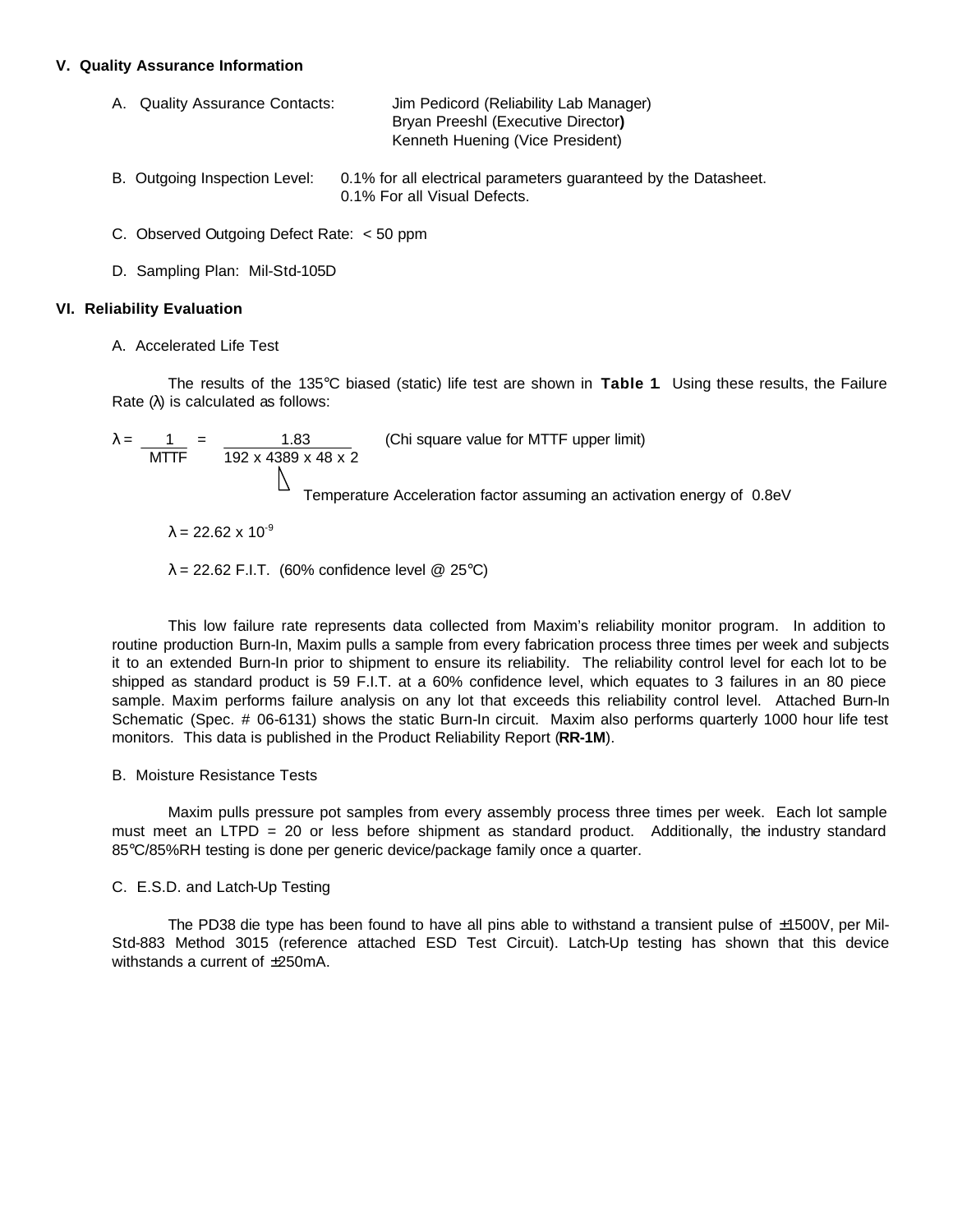## V. Quality Assurance Information

A. Quality Assurance Contacts: Jim Pedicord (Reliability Lab Manager)
Bryan Preeshl (Executive Director)
Kenneth Huening (Vice President)

B. Outgoing Inspection Level: 0.1% for all electrical parameters guaranteed by the Datasheet.
0.1% For all Visual Defects.

C. Observed Outgoing Defect Rate: < 50 ppm

D. Sampling Plan: Mil-Std-105D

## VI. Reliability Evaluation

A. Accelerated Life Test

The results of the 135°C biased (static) life test are shown in **Table 1**. Using these results, the Failure Rate (λ) is calculated as follows:

$$\lambda = \frac{1}{\text{MTTF}} = \frac{1.83}{192 \times 4389 \times 48 \times 2} \quad \text{(Chi square value for MTTF upper limit)}$$

Temperature Acceleration factor assuming an activation energy of 0.8eV

$\lambda = 22.62 \times 10^{-9}$

$\lambda$ = 22.62 F.I.T. (60% confidence level @ 25°C)

This low failure rate represents data collected from Maxim's reliability monitor program. In addition to routine production Burn-In, Maxim pulls a sample from every fabrication process three times per week and subjects it to an extended Burn-In prior to shipment to ensure its reliability. The reliability control level for each lot to be shipped as standard product is 59 F.I.T. at a 60% confidence level, which equates to 3 failures in an 80 piece sample. Maxim performs failure analysis on any lot that exceeds this reliability control level. Attached Burn-In Schematic (Spec. # 06-6131) shows the static Burn-In circuit. Maxim also performs quarterly 1000 hour life test monitors. This data is published in the Product Reliability Report (**RR-1M**).

B. Moisture Resistance Tests

Maxim pulls pressure pot samples from every assembly process three times per week. Each lot sample must meet an LTPD = 20 or less before shipment as standard product. Additionally, the industry standard 85°C/85%RH testing is done per generic device/package family once a quarter.

C. E.S.D. and Latch-Up Testing

The PD38 die type has been found to have all pins able to withstand a transient pulse of ±1500V, per Mil-Std-883 Method 3015 (reference attached ESD Test Circuit). Latch-Up testing has shown that this device withstands a current of ±250mA.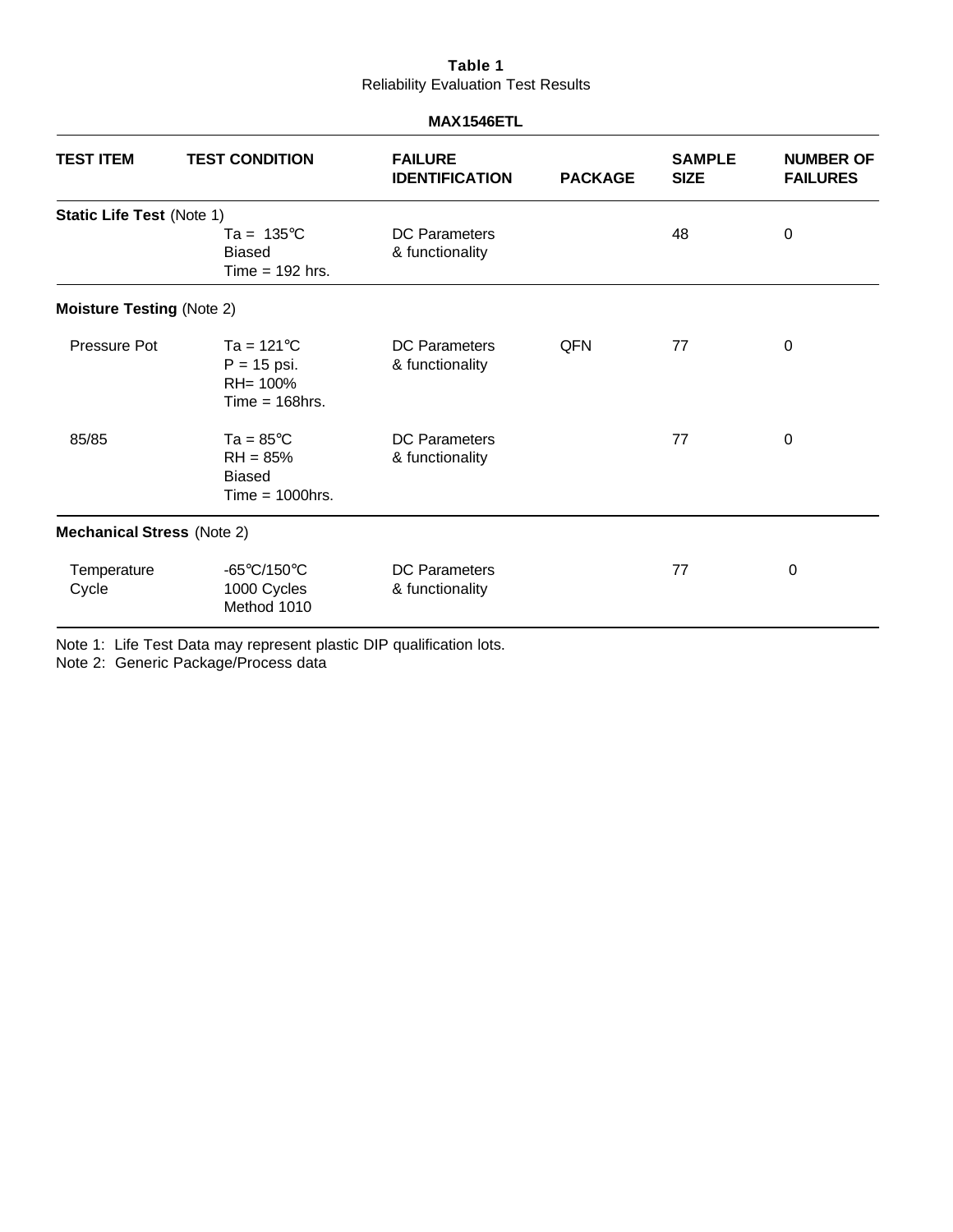**Table 1**

Reliability Evaluation Test Results

**MAX1546ETL**

| TEST ITEM | TEST CONDITION | FAILURE IDENTIFICATION | PACKAGE | SAMPLE SIZE | NUMBER OF FAILURES |
|---|---|---|---|---|---|
| **Static Life Test** (Note 1) | | | | | |
| | Ta = 135°C<br>Biased<br>Time = 192 hrs. | DC Parameters<br>& functionality | | 48 | 0 |
| **Moisture Testing** (Note 2) | | | | | |
| Pressure Pot | Ta = 121°C<br>P = 15 psi.<br>RH= 100%<br>Time = 168hrs. | DC Parameters<br>& functionality | QFN | 77 | 0 |
| 85/85 | Ta = 85°C<br>RH = 85%<br>Biased<br>Time = 1000hrs. | DC Parameters<br>& functionality | | 77 | 0 |
| **Mechanical Stress** (Note 2) | | | | | |
| Temperature Cycle | -65°C/150°C<br>1000 Cycles<br>Method 1010 | DC Parameters<br>& functionality | | 77 | 0 |

Note 1: Life Test Data may represent plastic DIP qualification lots.

Note 2: Generic Package/Process data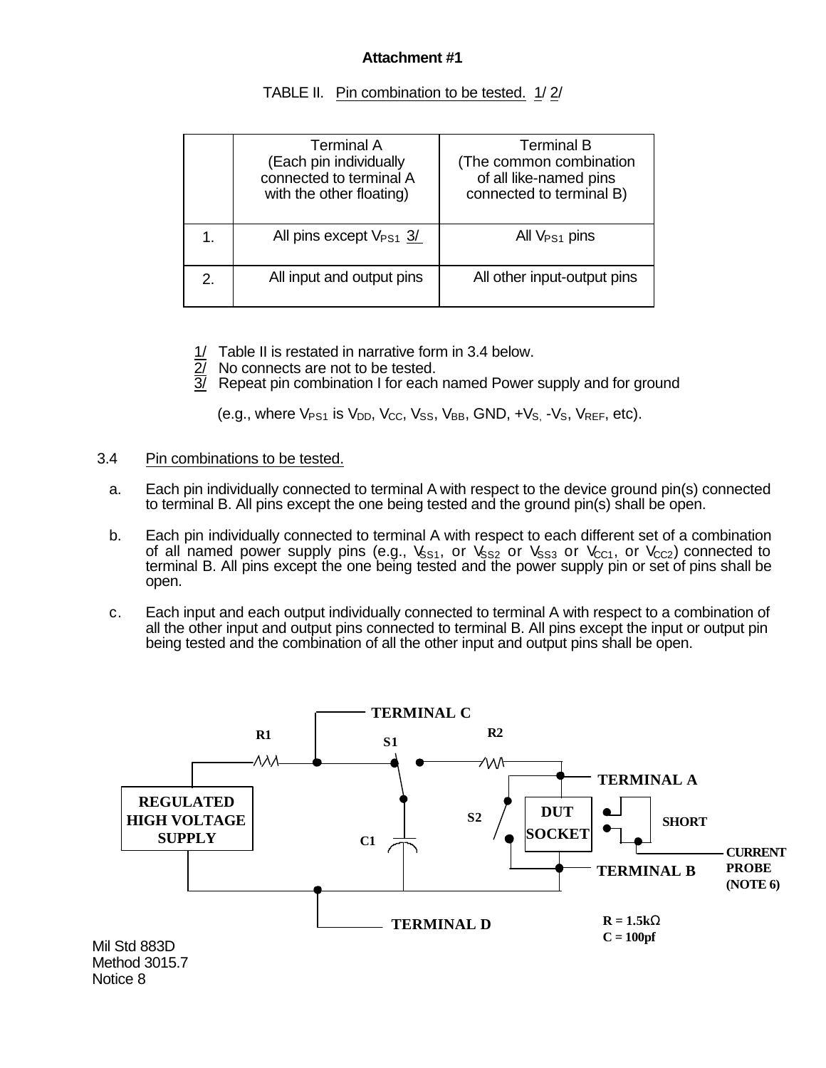**Attachment #1**

TABLE II. Pin combination to be tested. 1/ 2/

| | Terminal A (Each pin individually connected to terminal A with the other floating) | Terminal B (The common combination of all like-named pins connected to terminal B) |
|---|---|---|
| 1. | All pins except $V_{PS1}$ 3/ | All $V_{PS1}$ pins |
| 2. | All input and output pins | All other input-output pins |

1/ Table II is restated in narrative form in 3.4 below.
2/ No connects are not to be tested.
3/ Repeat pin combination I for each named Power supply and for ground

(e.g., where $V_{PS1}$ is $V_{DD}$, $V_{CC}$, $V_{SS}$, $V_{BB}$, GND, $+V_S$, $-V_S$, $V_{REF}$, etc).

3.4 Pin combinations to be tested.

a. Each pin individually connected to terminal A with respect to the device ground pin(s) connected to terminal B. All pins except the one being tested and the ground pin(s) shall be open.

b. Each pin individually connected to terminal A with respect to each different set of a combination of all named power supply pins (e.g., $V_{SS1}$, or $V_{SS2}$ or $V_{SS3}$ or $V_{CC1}$, or $V_{CC2}$) connected to terminal B. All pins except the one being tested and the power supply pin or set of pins shall be open.

c. Each input and each output individually connected to terminal A with respect to a combination of all the other input and output pins connected to terminal B. All pins except the input or output pin being tested and the combination of all the other input and output pins shall be open.

TERMINAL C

R1 S1 R2

REGULATED HIGH VOLTAGE SUPPLY

C1

S2

DUT SOCKET

TERMINAL A

SHORT

TERMINAL B

CURRENT PROBE (NOTE 6)

TERMINAL D

R = 1.5kΩ
C = 100pf

Mil Std 883D
Method 3015.7
Notice 8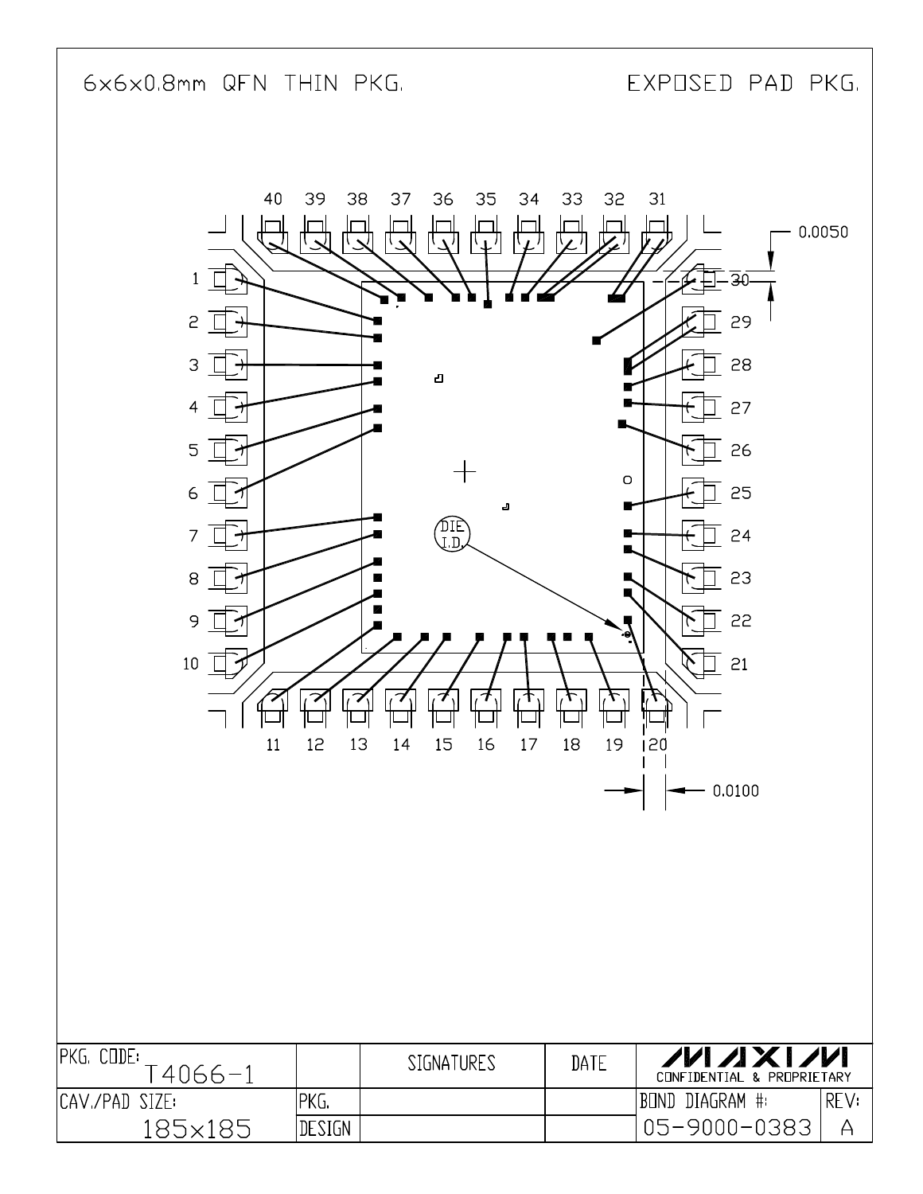6x6x0.8mm QFN THIN PKG.

EXPOSED PAD PKG.

40 39 38 37 36 35 34 33 32 31

1 2 3 4 5 6 7 8 9 10

30 29 28 27 26 25 24 23 22 21

11 12 13 14 15 16 17 18 19 20

0.0050

0.0100

DIE I.D.

| PKG. CODE: T4066-1 | | SIGNATURES | DATE | MAXIM CONFIDENTIAL & PROPRIETARY | |
|---|---|---|---|---|---|
| CAV./PAD SIZE: | PKG. | | | BOND DIAGRAM #: | REV: |
| 185x185 | DESIGN | | | 05-9000-0383 | A |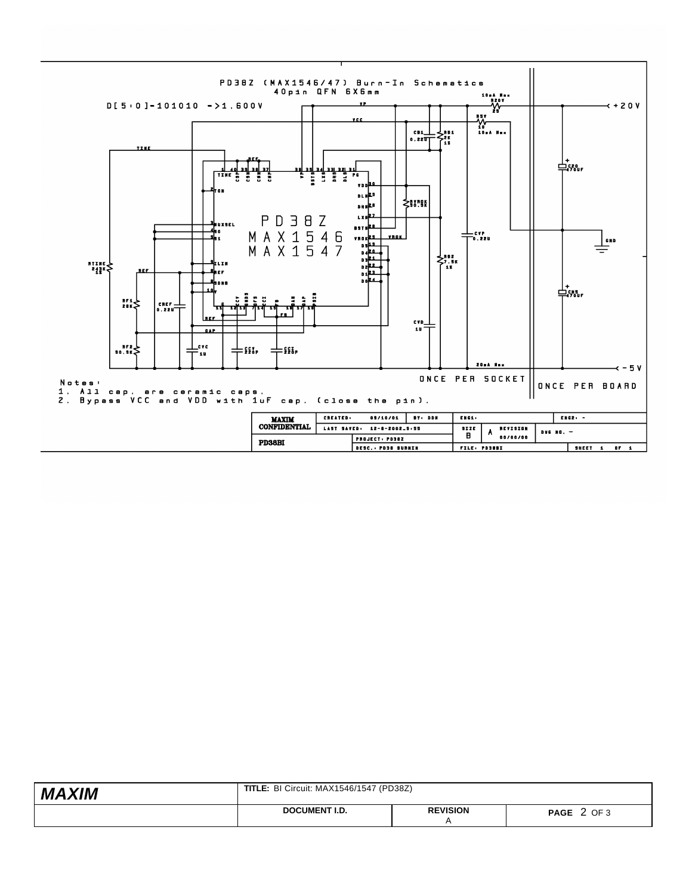PD38Z (MAX1546/47) Burn-In Schematics
40pin QFN 6X6mm

D[5:0]=101010 ->1.600V

10mA Max
R20V
2Ω

R5V
10
10mA Max

+20V

VP

VCC

CB1
0.22U

RB1
2K
1%

TIME

REF

1 40 39 38 37 36 35 34 33 32 31
TIME CSP CSN CMN CMP VP BSTS LXS DHS DLS PG

VDD 30
DLM 29
DHM 28
LXM 27
BSTM 26
VROK 25
D5 19
D4 20
D3 21
D2 22
D1 23
D0 24

RVROK
90.9K

VROK

2 TON
3 MUXSEL
4 S0
5 S1
7 ILIM
8 REF
9 SDNB
10 V

PD38Z
MAX1546
MAX1547

6 CCV GNDS OFS CCI FB GAIN OAP SKIP
11 12 13 7 14 15 16 17 18

FB

RTIME
243K
1%

REF

RF1
28K

CREF
0.22U

REF

OAP

RF2
90.9K

CVC
1U

CCV
220P

CCI
220P

CVD
1U

RB2
7.5K
1%

CVP
0.22U

GND

C20
470UF

CM5
470UF

20mA Max

-5V

ONCE PER SOCKET

ONCE PER BOARD

Notes:
1. All cap. are ceramic caps.
2. Bypass VCC and VDD with 1uF cap. (close the pin).

| | | | | | | |
|---|---|---|---|---|---|---|
| MAXIM CONFIDENTIAL | CREATED: 09/10/01 | BY: DDN | ENG1: | | ENG2: - | |
| | LAST SAVED: 12-8-2002_9:55 | | SIZE B | A REVISION 00/00/00 | DWG NO. - | |
| PD38BI | PROJECT: PD38Z | | | | | |
| | DESC.: PD38 BURNIN | | FILE: PD38BI | | SHEET 1 OF 1 | |

| | | | |
|---|---|---|---|
| ***MAXIM*** | **TITLE:** BI Circuit: MAX1546/1547 (PD38Z) | | |
| | **DOCUMENT I.D.** | **REVISION** A | |